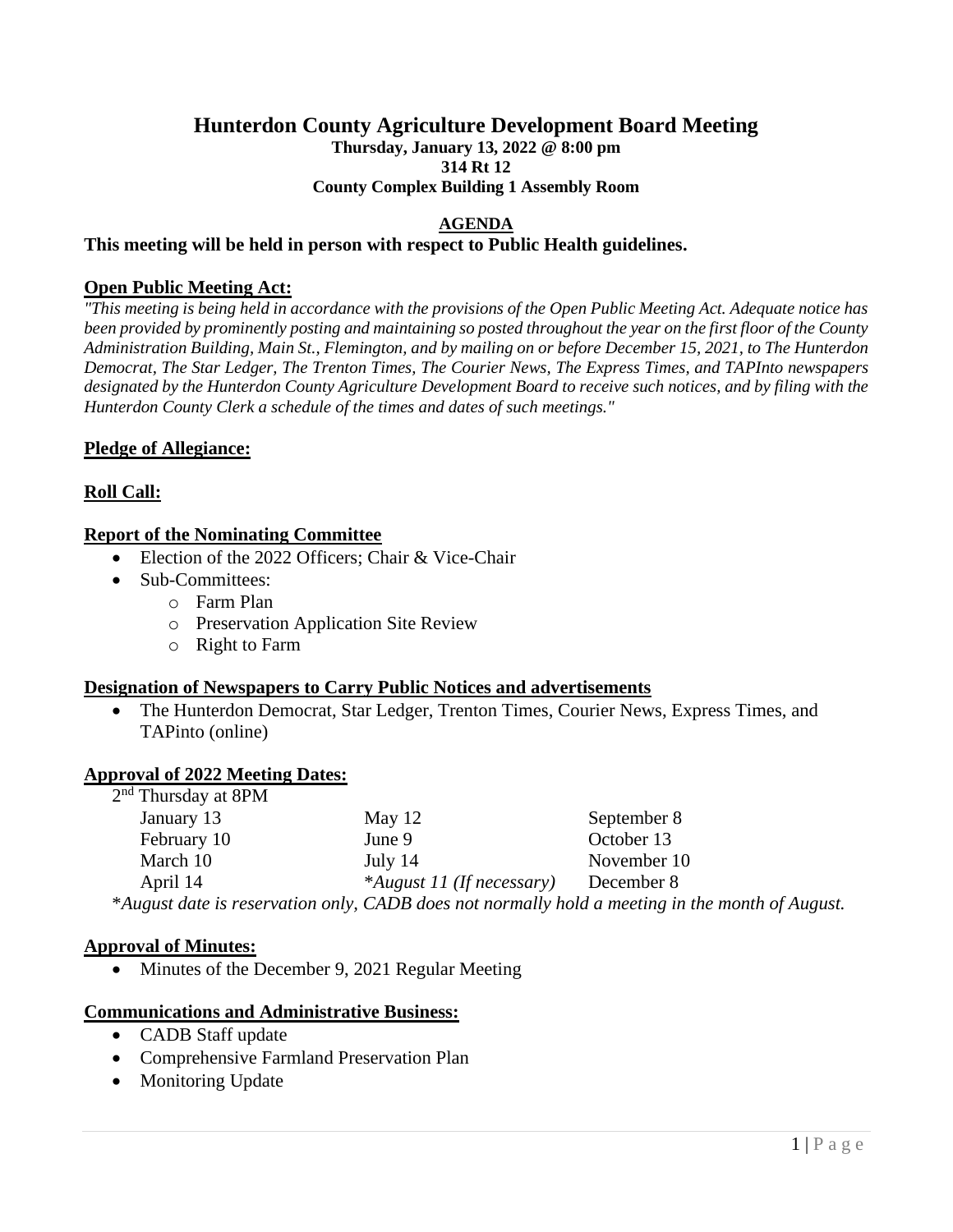# Hunterdon County Agriculture Development Board Meeting

**Thursday, January 13, 2022 @ 8:00 pm**
**314 Rt 12**
**County Complex Building 1 Assembly Room**

## AGENDA

**This meeting will be held in person with respect to Public Health guidelines.**

### Open Public Meeting Act:

*"This meeting is being held in accordance with the provisions of the Open Public Meeting Act. Adequate notice has been provided by prominently posting and maintaining so posted throughout the year on the first floor of the County Administration Building, Main St., Flemington, and by mailing on or before December 15, 2021, to The Hunterdon Democrat, The Star Ledger, The Trenton Times, The Courier News, The Express Times, and TAPInto newspapers designated by the Hunterdon County Agriculture Development Board to receive such notices, and by filing with the Hunterdon County Clerk a schedule of the times and dates of such meetings."*

### Pledge of Allegiance:

### Roll Call:

### Report of the Nominating Committee

- Election of the 2022 Officers; Chair & Vice-Chair
- Sub-Committees:
  - Farm Plan
  - Preservation Application Site Review
  - Right to Farm

### Designation of Newspapers to Carry Public Notices and advertisements

- The Hunterdon Democrat, Star Ledger, Trenton Times, Courier News, Express Times, and TAPinto (online)

### Approval of 2022 Meeting Dates:

2nd Thursday at 8PM

| | | |
|---|---|---|
| January 13 | May 12 | September 8 |
| February 10 | June 9 | October 13 |
| March 10 | July 14 | November 10 |
| April 14 | **August 11 (If necessary)* | December 8 |

**August date is reservation only, CADB does not normally hold a meeting in the month of August.*

### Approval of Minutes:

- Minutes of the December 9, 2021 Regular Meeting

### Communications and Administrative Business:

- CADB Staff update
- Comprehensive Farmland Preservation Plan
- Monitoring Update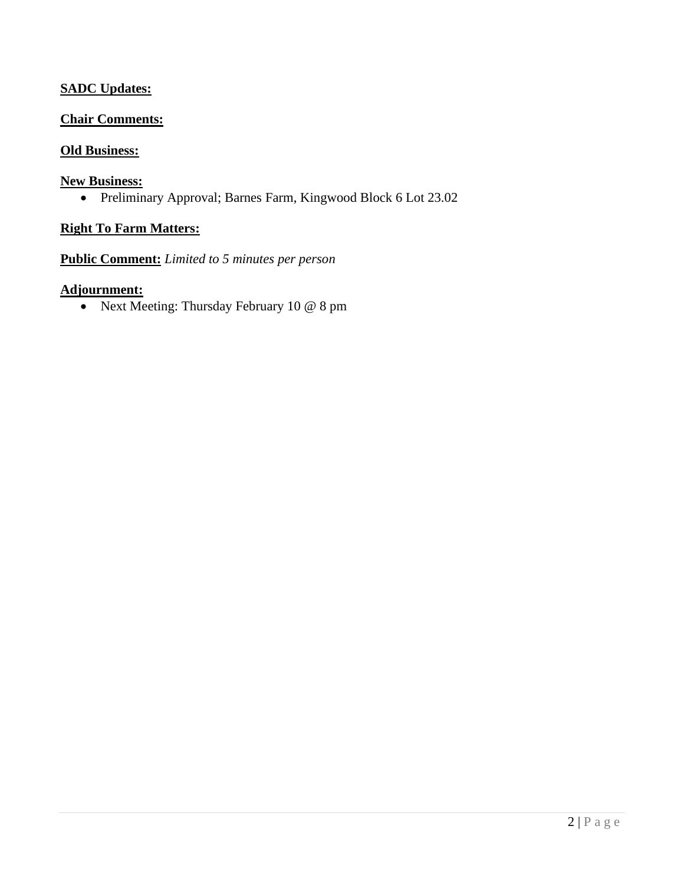**SADC Updates:**

**Chair Comments:**

**Old Business:**

**New Business:**

- Preliminary Approval; Barnes Farm, Kingwood Block 6 Lot 23.02

**Right To Farm Matters:**

**Public Comment:** *Limited to 5 minutes per person*

**Adjournment:**

- Next Meeting: Thursday February 10 @ 8 pm